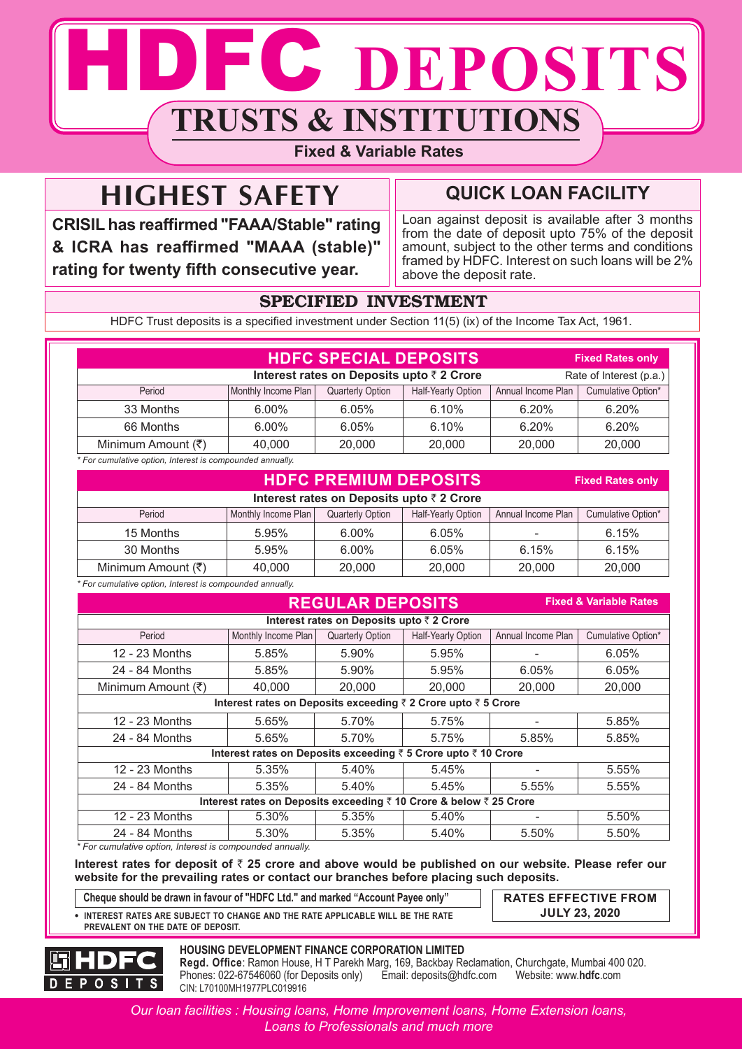# HDFC DEPOSITS

## TRUSTS & INSTITUTIONS

**Fixed & Variable Rates**

## HIGHEST SAFETY

**CRISIL has reaffirmed "FAAA/Stable" rating & ICRA has reaffirmed "MAAA (stable)" rating for twenty fifth consecutive year.**

## QUICK LOAN FACILITY

Loan against deposit is available after 3 months from the date of deposit upto 75% of the deposit amount, subject to the other terms and conditions framed by HDFC. Interest on such loans will be 2% above the deposit rate.

## SPECIFIED INVESTMENT

HDFC Trust deposits is a specified investment under Section 11(5) (ix) of the Income Tax Act, 1961.

### HDFC SPECIAL DEPOSITS — Fixed Rates only

Interest rates on Deposits upto ₹ 2 Crore — Rate of Interest (p.a.)

| Period | Monthly Income Plan | Quarterly Option | Half-Yearly Option | Annual Income Plan | Cumulative Option* |
|---|---|---|---|---|---|
| 33 Months | 6.00% | 6.05% | 6.10% | 6.20% | 6.20% |
| 66 Months | 6.00% | 6.05% | 6.10% | 6.20% | 6.20% |
| Minimum Amount (₹) | 40,000 | 20,000 | 20,000 | 20,000 | 20,000 |

*\* For cumulative option, Interest is compounded annually.*

### HDFC PREMIUM DEPOSITS — Fixed Rates only

Interest rates on Deposits upto ₹ 2 Crore

| Period | Monthly Income Plan | Quarterly Option | Half-Yearly Option | Annual Income Plan | Cumulative Option* |
|---|---|---|---|---|---|
| 15 Months | 5.95% | 6.00% | 6.05% | - | 6.15% |
| 30 Months | 5.95% | 6.00% | 6.05% | 6.15% | 6.15% |
| Minimum Amount (₹) | 40,000 | 20,000 | 20,000 | 20,000 | 20,000 |

*\* For cumulative option, Interest is compounded annually.*

### REGULAR DEPOSITS — Fixed & Variable Rates

| Period | Monthly Income Plan | Quarterly Option | Half-Yearly Option | Annual Income Plan | Cumulative Option* |
|---|---|---|---|---|---|
| **Interest rates on Deposits upto ₹ 2 Crore** | | | | | |
| 12 - 23 Months | 5.85% | 5.90% | 5.95% | - | 6.05% |
| 24 - 84 Months | 5.85% | 5.90% | 5.95% | 6.05% | 6.05% |
| Minimum Amount (₹) | 40,000 | 20,000 | 20,000 | 20,000 | 20,000 |
| **Interest rates on Deposits exceeding ₹ 2 Crore upto ₹ 5 Crore** | | | | | |
| 12 - 23 Months | 5.65% | 5.70% | 5.75% | - | 5.85% |
| 24 - 84 Months | 5.65% | 5.70% | 5.75% | 5.85% | 5.85% |
| **Interest rates on Deposits exceeding ₹ 5 Crore upto ₹ 10 Crore** | | | | | |
| 12 - 23 Months | 5.35% | 5.40% | 5.45% | - | 5.55% |
| 24 - 84 Months | 5.35% | 5.40% | 5.45% | 5.55% | 5.55% |
| **Interest rates on Deposits exceeding ₹ 10 Crore & below ₹ 25 Crore** | | | | | |
| 12 - 23 Months | 5.30% | 5.35% | 5.40% | - | 5.50% |
| 24 - 84 Months | 5.30% | 5.35% | 5.40% | 5.50% | 5.50% |

*\* For cumulative option, Interest is compounded annually.*

**Interest rates for deposit of ₹ 25 crore and above would be published on our website. Please refer our website for the prevailing rates or contact our branches before placing such deposits.**

**Cheque should be drawn in favour of "HDFC Ltd." and marked "Account Payee only"**

- **INTEREST RATES ARE SUBJECT TO CHANGE AND THE RATE APPLICABLE WILL BE THE RATE PREVALENT ON THE DATE OF DEPOSIT.**

**RATES EFFECTIVE FROM JULY 23, 2020**

HDFC DEPOSITS

**HOUSING DEVELOPMENT FINANCE CORPORATION LIMITED**
**Regd. Office**: Ramon House, H T Parekh Marg, 169, Backbay Reclamation, Churchgate, Mumbai 400 020.
Phones: 022-67546060 (for Deposits only) Email: deposits@hdfc.com Website: www.**hdfc**.com
CIN: L70100MH1977PLC019916

*Our loan facilities : Housing loans, Home Improvement loans, Home Extension loans, Loans to Professionals and much more*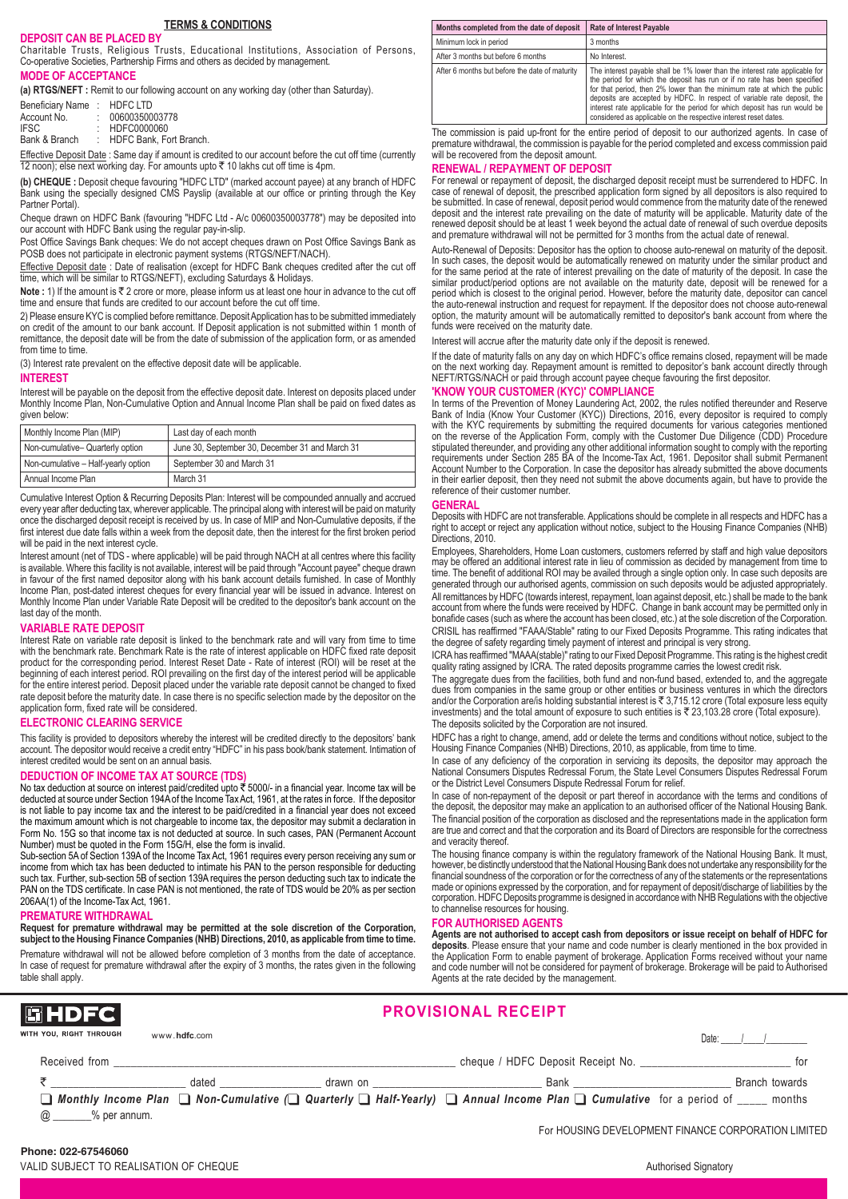## TERMS & CONDITIONS

### DEPOSIT CAN BE PLACED BY

Charitable Trusts, Religious Trusts, Educational Institutions, Association of Persons, Co-operative Societies, Partnership Firms and others as decided by management.

### MODE OF ACCEPTANCE

**(a) RTGS/NEFT :** Remit to our following account on any working day (other than Saturday).

Beneficiary Name : HDFC LTD
Account No. : 00600350003778
IFSC : HDFC0000060
Bank & Branch : HDFC Bank, Fort Branch.

Effective Deposit Date : Same day if amount is credited to our account before the cut off time (currently 12 noon); else next working day. For amounts upto ₹ 10 lakhs cut off time is 4pm.

**(b) CHEQUE :** Deposit cheque favouring "HDFC LTD" (marked account payee) at any branch of HDFC Bank using the specially designed CMS Payslip (available at our office or printing through the Key Partner Portal).

Cheque drawn on HDFC Bank (favouring "HDFC Ltd - A/c 00600350003778") may be deposited into our account with HDFC Bank using the regular pay-in-slip.

Post Office Savings Bank cheques: We do not accept cheques drawn on Post Office Savings Bank as POSB does not participate in electronic payment systems (RTGS/NEFT/NACH).

Effective Deposit date : Date of realisation (except for HDFC Bank cheques credited after the cut off time, which will be similar to RTGS/NEFT), excluding Saturdays & Holidays.

**Note :** 1) If the amount is ₹ 2 crore or more, please inform us at least one hour in advance to the cut off time and ensure that funds are credited to our account before the cut off time.

2) Please ensure KYC is complied before remittance. Deposit Application has to be submitted immediately on credit of the amount to our bank account. If Deposit application is not submitted within 1 month of remittance, the deposit date will be from the date of submission of the application form, or as amended from time to time.

(3) Interest rate prevalent on the effective deposit date will be applicable.

### INTEREST

Interest will be payable on the deposit from the effective deposit date. Interest on deposits placed under Monthly Income Plan, Non-Cumulative Option and Annual Income Plan shall be paid on fixed dates as given below:

| Monthly Income Plan (MIP) | Last day of each month |
|---|---|
| Non-cumulative– Quarterly option | June 30, September 30, December 31 and March 31 |
| Non-cumulative – Half-yearly option | September 30 and March 31 |
| Annual Income Plan | March 31 |

Cumulative Interest Option & Recurring Deposits Plan: Interest will be compounded annually and accrued every year after deducting tax, wherever applicable. The principal along with interest will be paid on maturity once the discharged deposit receipt is received by us. In case of MIP and Non-Cumulative deposits, if the first interest due date falls within a week from the deposit date, then the interest for the first broken period will be paid in the next interest cycle.

Interest amount (net of TDS - where applicable) will be paid through NACH at all centres where this facility is available. Where this facility is not available, interest will be paid through "Account payee" cheque drawn in favour of the first named depositor along with his bank account details furnished. In case of Monthly Income Plan, post-dated interest cheques for every financial year will be issued in advance. Interest on Monthly Income Plan under Variable Rate Deposit will be credited to the depositor's bank account on the last day of the month.

### VARIABLE RATE DEPOSIT

Interest Rate on variable rate deposit is linked to the benchmark rate and will vary from time to time with the benchmark rate. Benchmark Rate is the rate of interest applicable on HDFC fixed rate deposit product for the corresponding period. Interest Reset Date - Rate of interest (ROI) will be reset at the beginning of each interest period. ROI prevailing on the first day of the interest period will be applicable for the entire interest period. Deposit placed under the variable rate deposit cannot be changed to fixed rate deposit before the maturity date. In case there is no specific selection made by the depositor on the application form, fixed rate will be considered.

### ELECTRONIC CLEARING SERVICE

This facility is provided to depositors whereby the interest will be credited directly to the depositors' bank account. The depositor would receive a credit entry "HDFC" in his pass book/bank statement. Intimation of interest credited would be sent on an annual basis.

### DEDUCTION OF INCOME TAX AT SOURCE (TDS)

No tax deduction at source on interest paid/credited upto ₹ 5000/- in a financial year. Income tax will be deducted at source under Section 194A of the Income Tax Act, 1961, at the rates in force. If the depositor is not liable to pay income tax and the interest to be paid/credited in a financial year does not exceed the maximum amount which is not chargeable to income tax, the depositor may submit a declaration in Form No. 15G so that income tax is not deducted at source. In such cases, PAN (Permanent Account Number) must be quoted in the Form 15G/H, else the form is invalid.

Sub-section 5A of Section 139A of the Income Tax Act, 1961 requires every person receiving any sum or income from which tax has been deducted to intimate his PAN to the person responsible for deducting such tax. Further, sub-section 5B of section 139A requires the person deducting such tax to indicate the PAN on the TDS certificate. In case PAN is not mentioned, the rate of TDS would be 20% as per section 206AA(1) of the Income-Tax Act, 1961.

### PREMATURE WITHDRAWAL

**Request for premature withdrawal may be permitted at the sole discretion of the Corporation, subject to the Housing Finance Companies (NHB) Directions, 2010, as applicable from time to time.**

Premature withdrawal will not be allowed before completion of 3 months from the date of acceptance. In case of request for premature withdrawal after the expiry of 3 months, the rates given in the following table shall apply.

| Months completed from the date of deposit | Rate of Interest Payable |
|---|---|
| Minimum lock in period | 3 months |
| After 3 months but before 6 months | No Interest. |
| After 6 months but before the date of maturity | The interest payable shall be 1% lower than the interest rate applicable for the period for which the deposit has run or if no rate has been specified for that period, then 2% lower than the minimum rate at which the public deposits are accepted by HDFC. In respect of variable rate deposit, the interest rate applicable for the period for which deposit has run would be considered as applicable on the respective interest reset dates. |

The commission is paid up-front for the entire period of deposit to our authorized agents. In case of premature withdrawal, the commission is payable for the period completed and excess commission paid will be recovered from the deposit amount.

### RENEWAL / REPAYMENT OF DEPOSIT

For renewal or repayment of deposit, the discharged deposit receipt must be surrendered to HDFC. In case of renewal of deposit, the prescribed application form signed by all depositors is also required to be submitted. In case of renewal, deposit period would commence from the maturity date of the renewed deposit and the interest rate prevailing on the date of maturity will be applicable. Maturity date of the renewed deposit should be at least 1 week beyond the actual date of renewal of such overdue deposits and premature withdrawal will not be permitted for 3 months from the actual date of renewal.

Auto-Renewal of Deposits: Depositor has the option to choose auto-renewal on maturity of the deposit. In such cases, the deposit would be automatically renewed on maturity under the similar product and for the same period at the rate of interest prevailing on the date of maturity of the deposit. In case the similar product/period options are not available on the maturity date, deposit will be renewed for a period which is closest to the original period. However, before the maturity date, depositor can cancel the auto-renewal instruction and request for repayment. If the depositor does not choose auto-renewal option, the maturity amount will be automatically remitted to depositor's bank account from where the funds were received on the maturity date.

Interest will accrue after the maturity date only if the deposit is renewed.

If the date of maturity falls on any day on which HDFC's office remains closed, repayment will be made on the next working day. Repayment amount is remitted to depositor's bank account directly through NEFT/RTGS/NACH or paid through account payee cheque favouring the first depositor.

### 'KNOW YOUR CUSTOMER (KYC)' COMPLIANCE

In terms of the Prevention of Money Laundering Act, 2002, the rules notified thereunder and Reserve Bank of India (Know Your Customer (KYC)) Directions, 2016, every depositor is required to comply with the KYC requirements by submitting the required documents for various categories mentioned on the reverse of the Application Form, comply with the Customer Due Diligence (CDD) Procedure stipulated thereunder, and providing any other additional information sought to comply with the reporting requirements under Section 285 BA of the Income-Tax Act, 1961. Depositor shall submit Permanent Account Number to the Corporation. In case the depositor has already submitted the above documents in their earlier deposit, then they need not submit the above documents again, but have to provide the reference of their customer number.

### GENERAL

Deposits with HDFC are not transferable. Applications should be complete in all respects and HDFC has a right to accept or reject any application without notice, subject to the Housing Finance Companies (NHB) Directions, 2010.

Employees, Shareholders, Home Loan customers, customers referred by staff and high value depositors may be offered an additional interest rate in lieu of commission as decided by management from time to time. The benefit of additional ROI may be availed through a single option only. In case such deposits are generated through our authorised agents, commission on such deposits would be adjusted appropriately.

All remittances by HDFC (towards interest, repayment, loan against deposit, etc.) shall be made to the bank account from where the funds were received by HDFC. Change in bank account may be permitted only in bonafide cases (such as where the account has been closed, etc.) at the sole discretion of the Corporation.

CRISIL has reaffirmed "FAAA/Stable" rating to our Fixed Deposits Programme. This rating indicates that the degree of safety regarding timely payment of interest and principal is very strong.

ICRA has reaffirmed "MAAA(stable)" rating to our Fixed Deposit Programme. This rating is the highest credit quality rating assigned by ICRA. The rated deposits programme carries the lowest credit risk.

The aggregate dues from the facilities, both fund and non-fund based, extended to, and the aggregate dues from companies in the same group or other entities or business ventures in which the directors and/or the Corporation are/is holding substantial interest is ₹ 3,715.12 crore (Total exposure less equity investments) and the total amount of exposure to such entities is ₹ 23,103.28 crore (Total exposure).

The deposits solicited by the Corporation are not insured.

HDFC has a right to change, amend, add or delete the terms and conditions without notice, subject to the Housing Finance Companies (NHB) Directions, 2010, as applicable, from time to time.

In case of any deficiency of the corporation in servicing its deposits, the depositor may approach the National Consumers Disputes Redressal Forum, the State Level Consumers Disputes Redressal Forum or the District Level Consumers Dispute Redressal Forum for relief.

In case of non-repayment of the deposit or part thereof in accordance with the terms and conditions of the deposit, the depositor may make an application to an authorised officer of the National Housing Bank.

The financial position of the corporation as disclosed and the representations made in the application form are true and correct and that the corporation and its Board of Directors are responsible for the correctness and veracity thereof.

The housing finance company is within the regulatory framework of the National Housing Bank. It must, however, be distinctly understood that the National Housing Bank does not undertake any responsibility for the financial soundness of the corporation or for the correctness of any of the statements or the representations made or opinions expressed by the corporation, and for repayment of deposit/discharge of liabilities by the corporation. HDFC Deposits programme is designed in accordance with NHB Regulations with the objective to channelise resources for housing.

### FOR AUTHORISED AGENTS

**Agents are not authorised to accept cash from depositors or issue receipt on behalf of HDFC for deposits**. Please ensure that your name and code number is clearly mentioned in the box provided in the Application Form to enable payment of brokerage. Application Forms received without your name and code number will not be considered for payment of brokerage. Brokerage will be paid to Authorised Agents at the rate decided by the management.

---

**HDFC**
WITH YOU, RIGHT THROUGH
www.hdfc.com

## PROVISIONAL RECEIPT

Date: ____/____/________

Received from ______________________________ cheque / HDFC Deposit Receipt No. ______________________ for

₹ ________________ dated ______________ drawn on ______________________ Bank ______________________ Branch towards

❑ ***Monthly Income Plan*** ❑ ***Non-Cumulative*** (❑ ***Quarterly*** ❑ ***Half-Yearly***) ❑ ***Annual Income Plan*** ❑ ***Cumulative*** for a period of _____ months @ _______% per annum.

For HOUSING DEVELOPMENT FINANCE CORPORATION LIMITED

**Phone: 022-67546060**

VALID SUBJECT TO REALISATION OF CHEQUE

Authorised Signatory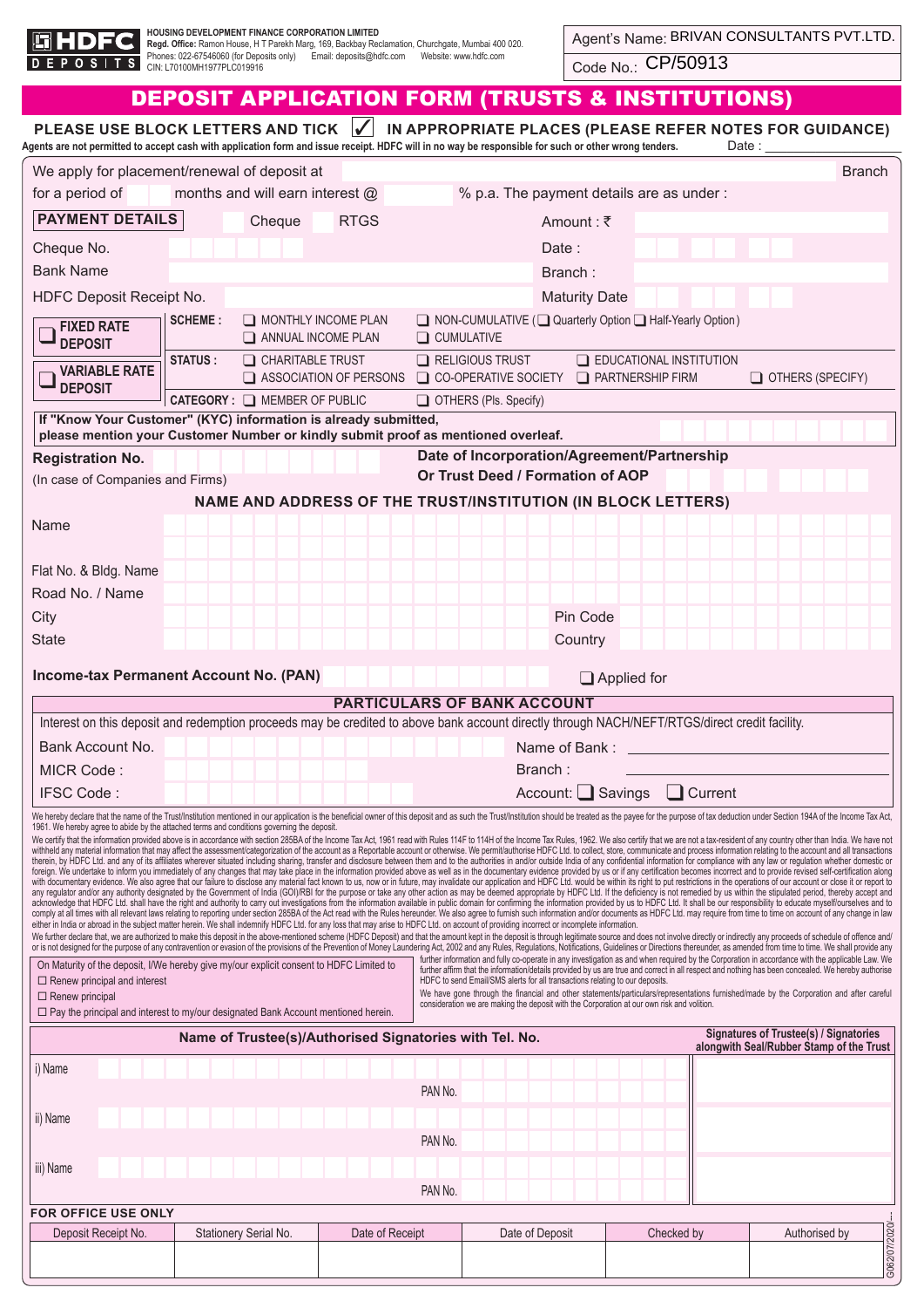HDFC DEPOSITS

**HOUSING DEVELOPMENT FINANCE CORPORATION LIMITED**
**Regd. Office:** Ramon House, H T Parekh Marg, 169, Backbay Reclamation, Churchgate, Mumbai 400 020.
Phones: 022-67546060 (for Deposits only) Email: deposits@hdfc.com Website: www.hdfc.com
CIN: L70100MH1977PLC019916

Agent's Name: BRIVAN CONSULTANTS PVT.LTD.
Code No.: CP/50913

# DEPOSIT APPLICATION FORM (TRUSTS & INSTITUTIONS)

**PLEASE USE BLOCK LETTERS AND TICK ✓ IN APPROPRIATE PLACES (PLEASE REFER NOTES FOR GUIDANCE)**

**Agents are not permitted to accept cash with application form and issue receipt. HDFC will in no way be responsible for such or other wrong tenders.** Date : ____________

We apply for placement/renewal of deposit at ____________ Branch
for a period of ____ months and will earn interest @ ____ % p.a. The payment details are as under :

**PAYMENT DETAILS** ☐ Cheque ☐ RTGS Amount : ₹ ____________

Cheque No. ____________ Date : ____________

Bank Name ____________ Branch : ____________

HDFC Deposit Receipt No. ____________ Maturity Date ____________

☐ **FIXED RATE DEPOSIT**

☐ **VARIABLE RATE DEPOSIT**

**SCHEME :** ☐ MONTHLY INCOME PLAN ☐ ANNUAL INCOME PLAN ☐ NON-CUMULATIVE (☐ Quarterly Option ☐ Half-Yearly Option) ☐ CUMULATIVE

**STATUS :** ☐ CHARITABLE TRUST ☐ ASSOCIATION OF PERSONS ☐ RELIGIOUS TRUST ☐ CO-OPERATIVE SOCIETY ☐ EDUCATIONAL INSTITUTION ☐ PARTNERSHIP FIRM ☐ OTHERS (SPECIFY)

**CATEGORY :** ☐ MEMBER OF PUBLIC ☐ OTHERS (Pls. Specify)

**If "Know Your Customer" (KYC) information is already submitted, please mention your Customer Number or kindly submit proof as mentioned overleaf.** ____________

**Registration No.** ____________
(In case of Companies and Firms)

**Date of Incorporation/Agreement/Partnership Or Trust Deed / Formation of AOP** ____________

## NAME AND ADDRESS OF THE TRUST/INSTITUTION (IN BLOCK LETTERS)

Name ____________

Flat No. & Bldg. Name ____________

Road No. / Name ____________

City ____________ Pin Code ____________

State ____________ Country ____________

**Income-tax Permanent Account No. (PAN)** ____________ ☐ Applied for

## PARTICULARS OF BANK ACCOUNT

Interest on this deposit and redemption proceeds may be credited to above bank account directly through NACH/NEFT/RTGS/direct credit facility.

Bank Account No. ____________ Name of Bank : ____________

MICR Code : ____________ Branch : ____________

IFSC Code : ____________ Account: ☐ Savings ☐ Current

We hereby declare that the name of the Trust/Institution mentioned in our application is the beneficial owner of this deposit and as such the Trust/Institution should be treated as the payee for the purpose of tax deduction under Section 194A of the Income Tax Act, 1961. We hereby agree to abide by the attached terms and conditions governing the deposit.

We certify that the information provided above is in accordance with section 285BA of the Income Tax Act, 1961 read with Rules 114F to 114H of the Income Tax Rules, 1962. We also certify that we are not a tax-resident of any country other than India. We have not withheld any material information that may affect the assessment/categorization of the account as a Reportable account or otherwise. We permit/authorise HDFC Ltd. to collect, store, communicate and process information relating to the account and all transactions therein, by HDFC Ltd. and any of its affiliates wherever situated including sharing, transfer and disclosure between them and to the authorities in and/or outside India of any confidential information for compliance with any law or regulation whether domestic or foreign. We undertake to inform you immediately of any changes that may take place in the information provided above as well as in the documentary evidence provided by us or if any certification becomes incorrect and to provide revised self-certification along with documentary evidence. We also agree that our failure to disclose any material fact known to us, now or in future, may invalidate our application and HDFC Ltd. would be within its right to put restrictions in the operations of our account or close it or report to any regulator and/or any authority designated by the Government of India (GOI)/RBI for the purpose or take any other action as may be deemed appropriate by HDFC Ltd. If the deficiency is not remedied by us within the stipulated period, thereby accept and acknowledge that HDFC Ltd. shall have the right and authority to carry out investigations from the information available in public domain for confirming the information provided by us to HDFC Ltd. It shall be our responsibility to educate myself/ourselves and to comply at all times with all relevant laws relating to reporting under section 285BA of the Act read with the Rules hereunder. We also agree to furnish such information and/or documents as HDFC Ltd. may require from time to time on account of any change in law either in India or abroad in the subject matter herein. We shall indemnify HDFC Ltd. for any loss that may arise to HDFC Ltd. on account of providing incorrect or incomplete information.

We further declare that, we are authorized to make this deposit in the above-mentioned scheme (HDFC Deposit) and that the amount kept in the deposit is through legitimate source and does not involve directly or indirectly any proceeds of schedule of offence and/ or is not designed for the purpose of any contravention or evasion of the provisions of the Prevention of Money Laundering Act, 2002 and any Rules, Regulations, Notifications, Guidelines or Directions thereunder, as amended from time to time. We shall provide any further information and fully co-operate in any investigation as and when required by the Corporation in accordance with the applicable Law. We further affirm that the information/details provided by us are true and correct in all respect and nothing has been concealed. We hereby authorise HDFC to send Email/SMS alerts for all transactions relating to our deposits.

We have gone through the financial and other statements/particulars/representations furnished/made by the Corporation and after careful consideration we are making the deposit with the Corporation at our own risk and volition.

On Maturity of the deposit, I/We hereby give my/our explicit consent to HDFC Limited to
☐ Renew principal and interest
☐ Renew principal
☐ Pay the principal and interest to my/our designated Bank Account mentioned herein.

| Name of Trustee(s)/Authorised Signatories with Tel. No. | Signatures of Trustee(s) / Signatories alongwith Seal/Rubber Stamp of the Trust |
|---|---|
| i) Name ____________ PAN No. ____________ | |
| ii) Name ____________ PAN No. ____________ | |
| iii) Name ____________ PAN No. ____________ | |

**FOR OFFICE USE ONLY**

| Deposit Receipt No. | Stationery Serial No. | Date of Receipt | Date of Deposit | Checked by | Authorised by |
|---|---|---|---|---|---|
| | | | | | |

G062/07/2020/---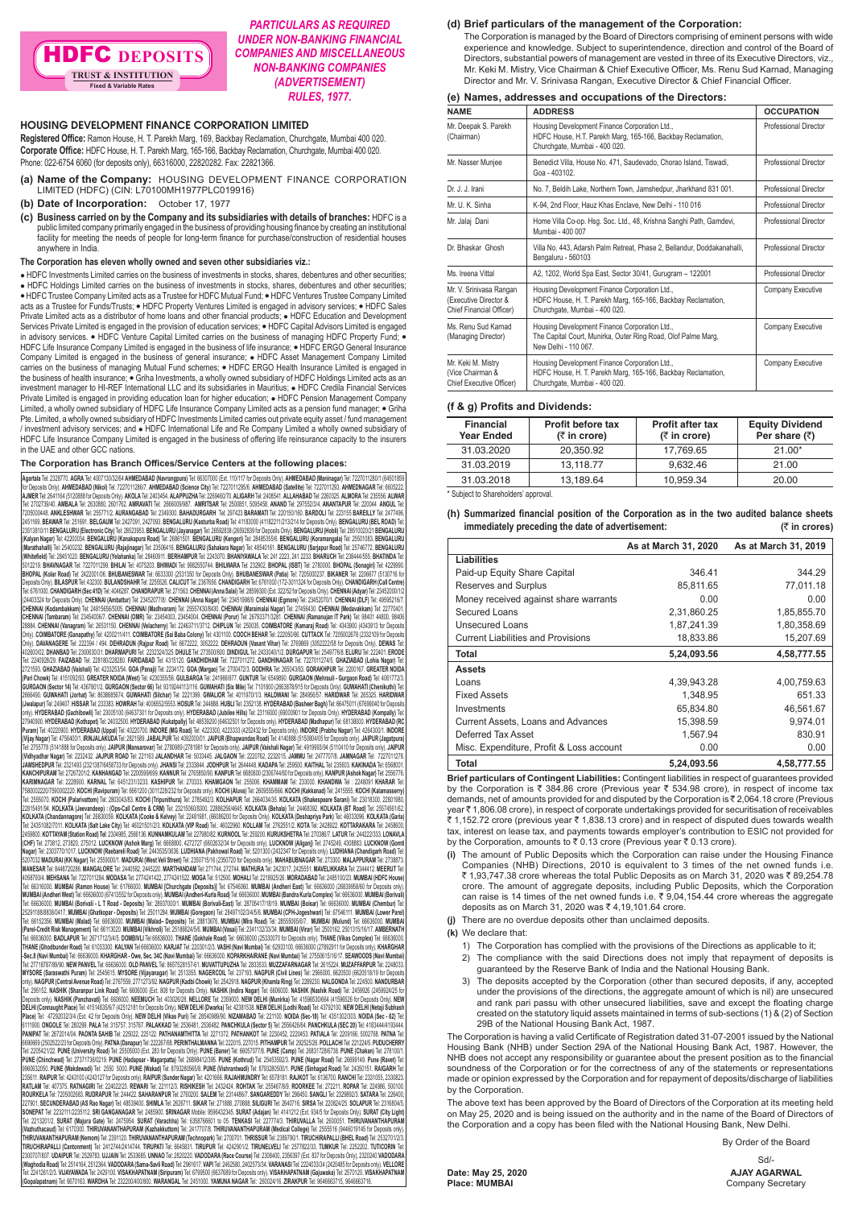# HDFC DEPOSITS

TRUST & INSTITUTION

Fixed & Variable Rates

***PARTICULARS AS REQUIRED UNDER NON-BANKING FINANCIAL COMPANIES AND MISCELLANEOUS NON-BANKING COMPANIES (ADVERTISEMENT) RULES, 1977.***

## HOUSING DEVELOPMENT FINANCE CORPORATION LIMITED

**Registered Office:** Ramon House, H. T. Parekh Marg, 169, Backbay Reclamation, Churchgate, Mumbai 400 020. **Corporate Office:** HDFC House, H. T. Parekh Marg, 165-166, Backbay Reclamation, Churchgate, Mumbai 400 020. Phone: 022-6754 6060 (for deposits only), 66316000, 22820282. Fax: 22821366.

**(a) Name of the Company:** HOUSING DEVELOPMENT FINANCE CORPORATION LIMITED (HDFC) (CIN: L70100MH1977PLC019916)

**(b) Date of Incorporation:** October 17, 1977

**(c) Business carried on by the Company and its subsidiaries with details of branches:** HDFC is a public limited company primarily engaged in the business of providing housing finance by creating an institutional facility for meeting the needs of people for long-term finance for purchase/construction of residential houses anywhere in India.

**The Corporation has eleven wholly owned and seven other subsidiaries viz.:**

● HDFC Investments Limited carries on the business of investments in stocks, shares, debentures and other securities; ● HDFC Holdings Limited carries on the business of investments in stocks, shares, debentures and other securities; ● HDFC Trustee Company Limited acts as a Trustee for HDFC Mutual Fund; ● HDFC Ventures Trustee Company Limited acts as a Trustee for Funds/Trusts; ● HDFC Property Ventures Limited is engaged in advisory services; ● HDFC Sales Private Limited acts as a distributor of home loans and other financial products; ● HDFC Education and Development Services Private Limited is engaged in the provision of education services; ● HDFC Capital Advisors Limited is engaged in advisory services. ● HDFC Venture Capital Limited carries on the business of managing HDFC Property Fund; ● HDFC Life Insurance Company Limited is engaged in the business of life insurance; ● HDFC ERGO General Insurance Company Limited is engaged in the business of general insurance; ● HDFC Asset Management Company Limited carries on the business of managing Mutual Fund schemes; ● HDFC ERGO Health Insurance Limited is engaged in the business of health insurance; ● Griha Investments, a wholly owned subsidiary of HDFC Holdings Limited acts as an investment manager to HI-REF International LLC and its subsidiaries in Mauritius; ● HDFC Credila Financial Services Private Limited is engaged in providing education loan for higher education; ● HDFC Pension Management Company Limited, a wholly owned subsidiary of HDFC Life Insurance Company Limited acts as a pension fund manager; ● Griha Pte. Limited, a wholly owned subsidiary of HDFC Investments Limited carries out private equity asset / fund management / investment advisory services; and ● HDFC International Life and Re Company Limited a wholly owned subsidiary of HDFC Life Insurance Company Limited is engaged in the business of offering life reinsurance capacity to the insurers in the UAE and other GCC nations.

**The Corporation has Branch Offices/Service Centers at the following places:**

**Agartala** Tel: 2328770. **AGRA** Tel: 4007130/32/64 **AHMEDABAD (Navrangpura)** Tel: 66307000 (Ext. 110/117 for Deposits Only). **AHMEDABAD (Maninagar)** Tel: 7227011280/1 (64501859 for Deposits Only). **AHMEDABAD (Nikol)** Tel: 7227011286/7. **AHMEDABAD (Science City)** Tel: 7227011295/6. **AHMEDABAD (Satellite)** Tel: 7227011293. **AHMEDNAGAR** Tel: 6605222. **AJMER** Tel: 2641164 (5120888 for Deposits Only). **AKOLA** Tel: 2403454. **ALAPPUZHA** Tel: 2269460/70. **ALIGARH** Tel: 2408541. **ALLAHABAD** Tel: 2260326. **ALMORA** Tel: 235556. **ALWAR** ...

**(d) Brief particulars of the management of the Corporation:**

The Corporation is managed by the Board of Directors comprising of eminent persons with wide experience and knowledge. Subject to superintendence, direction and control of the Board of Directors, substantial powers of management are vested in three of its Executive Directors, viz., Mr. Keki M. Mistry, Vice Chairman & Chief Executive Officer, Ms. Renu Sud Karnad, Managing Director and Mr. V. Srinivasa Rangan, Executive Director & Chief Financial Officer.

**(e) Names, addresses and occupations of the Directors:**

| NAME | ADDRESS | OCCUPATION |
|---|---|---|
| Mr. Deepak S. Parekh (Chairman) | Housing Development Finance Corporation Ltd., HDFC House, H.T. Parekh Marg, 165-166, Backbay Reclamation, Churchgate, Mumbai - 400 020. | Professional Director |
| Mr. Nasser Munjee | Benedict Villa, House No. 471, Saudevado, Chorao Island, Tiswadi, Goa - 403102. | Professional Director |
| Dr. J. J. Irani | No. 7, Beldih Lake, Northern Town, Jamshedpur, Jharkhand 831 001. | Professional Director |
| Mr. U. K. Sinha | K-94, 2nd Floor, Hauz Khas Enclave, New Delhi - 110 016 | Professional Director |
| Mr. Jalaj Dani | Home Villa Co-op. Hsg. Soc. Ltd., 48, Krishna Sanghi Path, Gamdevi, Mumbai - 400 007 | Professional Director |
| Dr. Bhaskar Ghosh | Villa No. 443, Adarsh Palm Retreat, Phase 2, Bellandur, Doddakanahalli, Bengaluru - 560103 | Professional Director |
| Ms. Ireena Vittal | A2, 1202, World Spa East, Sector 30/41, Gurugram – 122001 | Professional Director |
| Mr. V. Srinivasa Rangan (Executive Director & Chief Financial Officer) | Housing Development Finance Corporation Ltd., HDFC House, H. T. Parekh Marg, 165-166, Backbay Reclamation, Churchgate, Mumbai - 400 020. | Company Executive |
| Ms. Renu Sud Karnad (Managing Director) | Housing Development Finance Corporation Ltd., The Capital Court, Munirka, Outer Ring Road, Olof Palme Marg, New Delhi - 110 067. | Company Executive |
| Mr. Keki M. Mistry (Vice Chairman & Chief Executive Officer) | Housing Development Finance Corporation Ltd., HDFC House, H. T. Parekh Marg, 165-166, Backbay Reclamation, Churchgate, Mumbai - 400 020. | Company Executive |

**(f & g) Profits and Dividends:**

| Financial Year Ended | Profit before tax (₹ in crore) | Profit after tax (₹ in crore) | Equity Dividend Per share (₹) |
|---|---|---|---|
| 31.03.2020 | 20,350.92 | 17,769.65 | 21.00* |
| 31.03.2019 | 13,118.77 | 9,632.46 | 21.00 |
| 31.03.2018 | 13,189.64 | 10,959.34 | 20.00 |

\* Subject to Shareholders' approval.

**(h) Summarized financial position of the Corporation as in the two audited balance sheets immediately preceding the date of advertisement:** (₹ in crores)

| | As at March 31, 2020 | As at March 31, 2019 |
|---|---|---|
| **Liabilities** | | |
| Paid-up Equity Share Capital | 346.41 | 344.29 |
| Reserves and Surplus | 85,811.65 | 77,011.18 |
| Money received against share warrants | 0.00 | 0.00 |
| Secured Loans | 2,31,860.25 | 1,85,855.70 |
| Unsecured Loans | 1,87,241.39 | 1,80,358.69 |
| Current Liabilities and Provisions | 18,833.86 | 15,207.69 |
| **Total** | **5,24,093.56** | **4,58,777.55** |
| **Assets** | | |
| Loans | 4,39,943.28 | 4,00,759.63 |
| Fixed Assets | 1,348.95 | 651.33 |
| Investments | 65,834.80 | 46,561.67 |
| Current Assets, Loans and Advances | 15,398.59 | 9,974.01 |
| Deferred Tax Asset | 1,567.94 | 830.91 |
| Misc. Expenditure, Profit & Loss account | 0.00 | 0.00 |
| **Total** | **5,24,093.56** | **4,58,777.55** |

**Brief particulars of Contingent Liabilities:** Contingent liabilities in respect of guarantees provided by the Corporation is ₹ 384.86 crore (Previous year ₹ 534.98 crore), in respect of income tax demands, net of amounts provided for and disputed by the Corporation is ₹ 2,064.18 crore (Previous year ₹ 1,806.08 crore), in respect of corporate undertakings provided for securitisation of receivables ₹ 1,152.72 crore (previous year ₹ 1,838.13 crore) and in respect of disputed dues towards wealth tax, interest on lease tax, and payments towards employer's contribution to ESIC not provided for by the Corporation, amounts to ₹ 0.13 crore (Previous year ₹ 0.13 crore).

**(i)** The amount of Public Deposits which the Corporation can raise under the Housing Finance Companies (NHB) Directions, 2010 is equivalent to 3 times of the net owned funds i.e. ₹ 1,93,747.38 crore whereas the total Public Deposits as on March 31, 2020 was ₹ 89,254.78 crore. The amount of aggregate deposits, including Public Deposits, which the Corporation can raise is 14 times of the net owned funds i.e. ₹ 9,04,154.44 crore whereas the aggregate deposits as on March 31, 2020 was ₹ 4,19,101.64 crore.

**(j)** There are no overdue deposits other than unclaimed deposits.

**(k)** We declare that:

1) The Corporation has complied with the provisions of the Directions as applicable to it;
2) The compliance with the said Directions does not imply that repayment of deposits is guaranteed by the Reserve Bank of India and the National Housing Bank.
3) The deposits accepted by the Corporation (other than secured deposits, if any, accepted under the provisions of the directions, the aggregate amount of which is nil) are unsecured and rank pari passu with other unsecured liabilities, save and except the floating charge created on the statutory liquid assets maintained in terms of sub-sections (1) & (2) of Section 29B of the National Housing Bank Act, 1987.

The Corporation is having a valid Certificate of Registration dated 31-07-2001 issued by the National Housing Bank (NHB) under Section 29A of the National Housing Bank Act, 1987. However, the NHB does not accept any responsibility or guarantee about the present position as to the financial soundness of the Corporation or for the correctness of any of the statements or representations made or opinion expressed by the Corporation and for repayment of deposits/discharge of liabilities by the Corporation.

The above text has been approved by the Board of Directors of the Corporation at its meeting held on May 25, 2020 and is being issued on the authority and in the name of the Board of Directors of the Corporation and a copy has been filed with the National Housing Bank, New Delhi.

By Order of the Board

Sd/-

**AJAY AGARWAL**

Company Secretary

**Date: May 25, 2020**

**Place: MUMBAI**